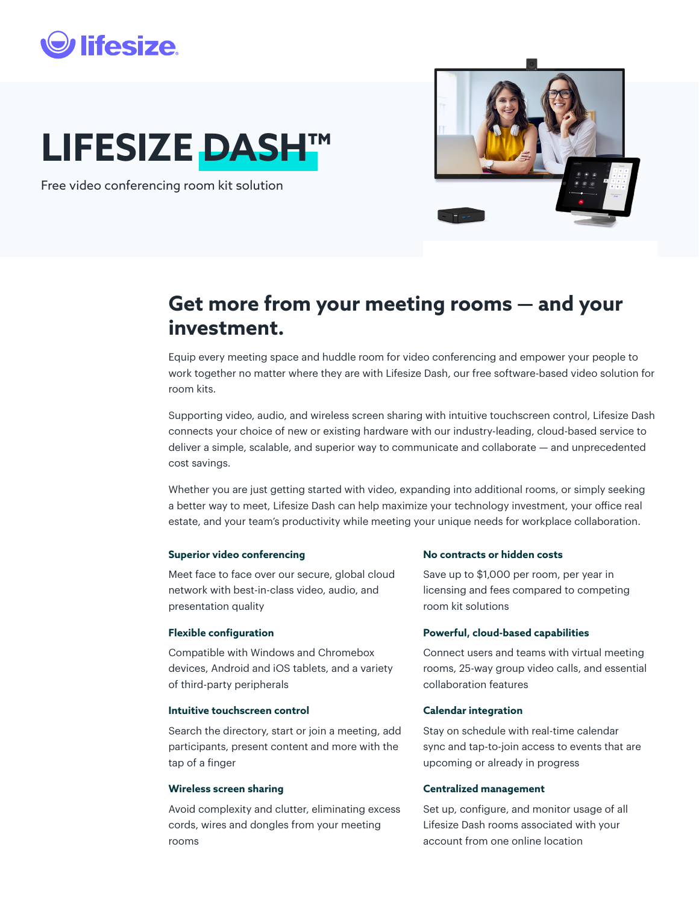lifesize

# LIFESIZE DASH™

Free video conferencing room kit solution

## Get more from your meeting rooms — and your investment.

Equip every meeting space and huddle room for video conferencing and empower your people to work together no matter where they are with Lifesize Dash, our free software-based video solution for room kits.

Supporting video, audio, and wireless screen sharing with intuitive touchscreen control, Lifesize Dash connects your choice of new or existing hardware with our industry-leading, cloud-based service to deliver a simple, scalable, and superior way to communicate and collaborate — and unprecedented cost savings.

Whether you are just getting started with video, expanding into additional rooms, or simply seeking a better way to meet, Lifesize Dash can help maximize your technology investment, your office real estate, and your team's productivity while meeting your unique needs for workplace collaboration.

**Superior video conferencing**

Meet face to face over our secure, global cloud network with best-in-class video, audio, and presentation quality

**Flexible configuration**

Compatible with Windows and Chromebox devices, Android and iOS tablets, and a variety of third-party peripherals

**Intuitive touchscreen control**

Search the directory, start or join a meeting, add participants, present content and more with the tap of a finger

**Wireless screen sharing**

Avoid complexity and clutter, eliminating excess cords, wires and dongles from your meeting rooms

**No contracts or hidden costs**

Save up to $1,000 per room, per year in licensing and fees compared to competing room kit solutions

**Powerful, cloud-based capabilities**

Connect users and teams with virtual meeting rooms, 25-way group video calls, and essential collaboration features

**Calendar integration**

Stay on schedule with real-time calendar sync and tap-to-join access to events that are upcoming or already in progress

**Centralized management**

Set up, configure, and monitor usage of all Lifesize Dash rooms associated with your account from one online location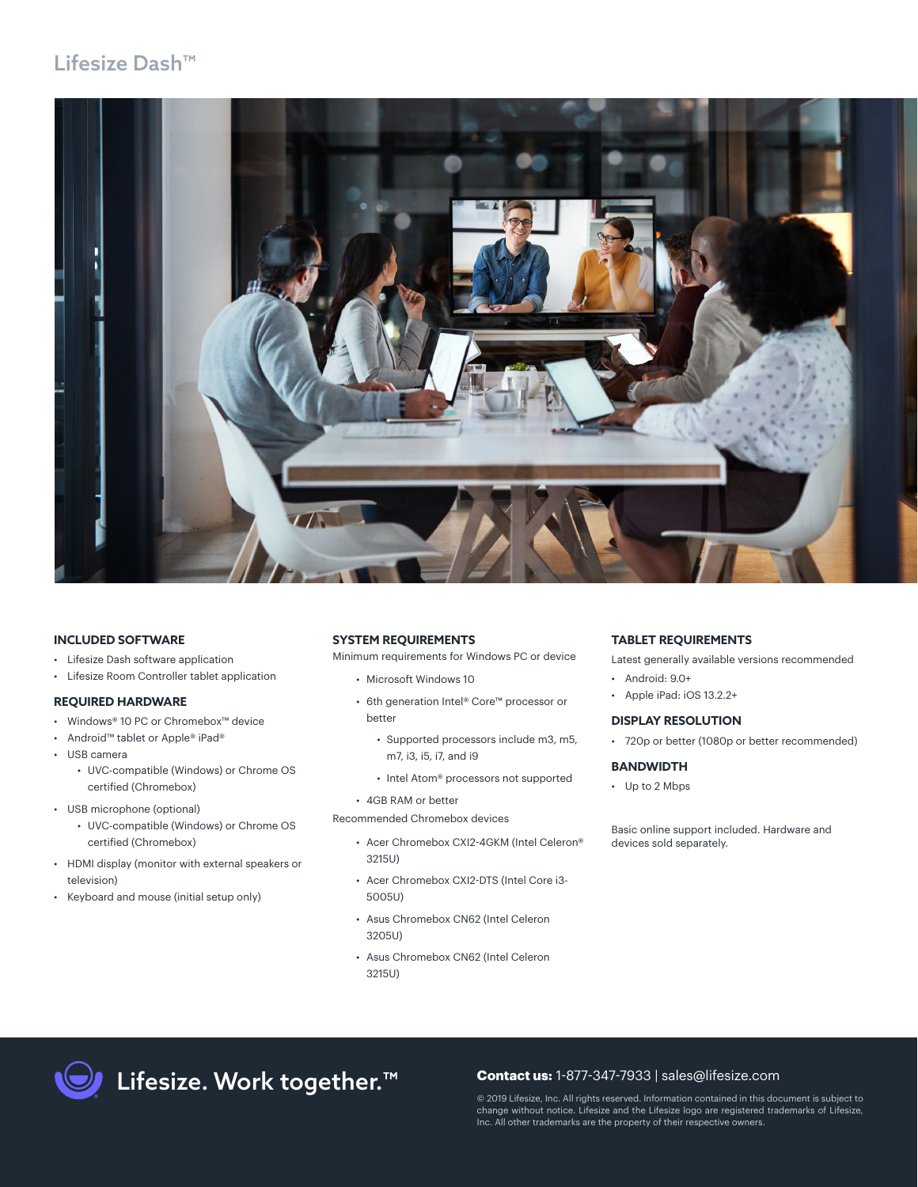# Lifesize Dash™

## INCLUDED SOFTWARE

- Lifesize Dash software application
- Lifesize Room Controller tablet application

## REQUIRED HARDWARE

- Windows® 10 PC or Chromebox™ device
- Android™ tablet or Apple® iPad®
- USB camera
  - UVC-compatible (Windows) or Chrome OS certified (Chromebox)
- USB microphone (optional)
  - UVC-compatible (Windows) or Chrome OS certified (Chromebox)
- HDMI display (monitor with external speakers or television)
- Keyboard and mouse (initial setup only)

## SYSTEM REQUIREMENTS

Minimum requirements for Windows PC or device

- Microsoft Windows 10
- 6th generation Intel® Core™ processor or better
  - Supported processors include m3, m5, m7, i3, i5, i7, and i9
  - Intel Atom® processors not supported
- 4GB RAM or better

Recommended Chromebox devices

- Acer Chromebox CXI2-4GKM (Intel Celeron® 3215U)
- Acer Chromebox CXI2-DTS (Intel Core i3-5005U)
- Asus Chromebox CN62 (Intel Celeron 3205U)
- Asus Chromebox CN62 (Intel Celeron 3215U)

## TABLET REQUIREMENTS

Latest generally available versions recommended

- Android: 9.0+
- Apple iPad: iOS 13.2.2+

## DISPLAY RESOLUTION

- 720p or better (1080p or better recommended)

## BANDWIDTH

- Up to 2 Mbps

Basic online support included. Hardware and devices sold separately.

Lifesize. Work together.™

**Contact us:** 1-877-347-7933 | sales@lifesize.com

© 2019 Lifesize, Inc. All rights reserved. Information contained in this document is subject to change without notice. Lifesize and the Lifesize logo are registered trademarks of Lifesize, Inc. All other trademarks are the property of their respective owners.